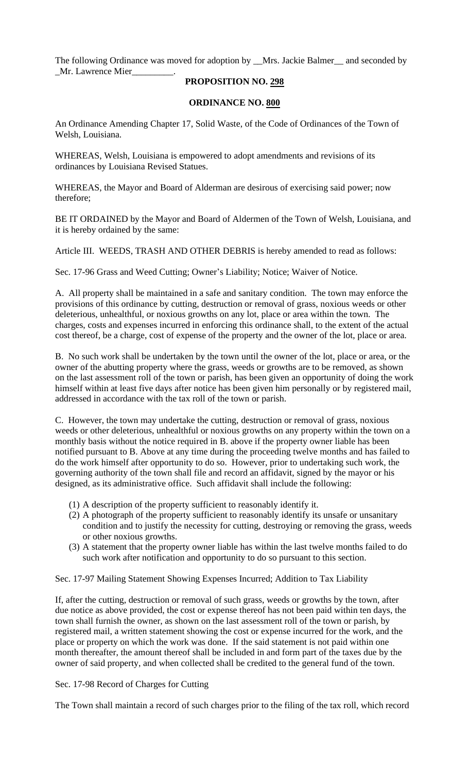The following Ordinance was moved for adoption by __Mrs. Jackie Balmer__ and seconded by _Mr. Lawrence Mier_________.

**PROPOSITION NO. 298**

**ORDINANCE NO. 800**

An Ordinance Amending Chapter 17, Solid Waste, of the Code of Ordinances of the Town of Welsh, Louisiana.

WHEREAS, Welsh, Louisiana is empowered to adopt amendments and revisions of its ordinances by Louisiana Revised Statues.

WHEREAS, the Mayor and Board of Alderman are desirous of exercising said power; now therefore;

BE IT ORDAINED by the Mayor and Board of Aldermen of the Town of Welsh, Louisiana, and it is hereby ordained by the same:

Article III. WEEDS, TRASH AND OTHER DEBRIS is hereby amended to read as follows:

Sec. 17-96 Grass and Weed Cutting; Owner's Liability; Notice; Waiver of Notice.

A. All property shall be maintained in a safe and sanitary condition. The town may enforce the provisions of this ordinance by cutting, destruction or removal of grass, noxious weeds or other deleterious, unhealthful, or noxious growths on any lot, place or area within the town. The charges, costs and expenses incurred in enforcing this ordinance shall, to the extent of the actual cost thereof, be a charge, cost of expense of the property and the owner of the lot, place or area.

B. No such work shall be undertaken by the town until the owner of the lot, place or area, or the owner of the abutting property where the grass, weeds or growths are to be removed, as shown on the last assessment roll of the town or parish, has been given an opportunity of doing the work himself within at least five days after notice has been given him personally or by registered mail, addressed in accordance with the tax roll of the town or parish.

C. However, the town may undertake the cutting, destruction or removal of grass, noxious weeds or other deleterious, unhealthful or noxious growths on any property within the town on a monthly basis without the notice required in B. above if the property owner liable has been notified pursuant to B. Above at any time during the proceeding twelve months and has failed to do the work himself after opportunity to do so. However, prior to undertaking such work, the governing authority of the town shall file and record an affidavit, signed by the mayor or his designed, as its administrative office. Such affidavit shall include the following:

1. A description of the property sufficient to reasonably identify it.
2. A photograph of the property sufficient to reasonably identify its unsafe or unsanitary condition and to justify the necessity for cutting, destroying or removing the grass, weeds or other noxious growths.
3. A statement that the property owner liable has within the last twelve months failed to do such work after notification and opportunity to do so pursuant to this section.

Sec. 17-97 Mailing Statement Showing Expenses Incurred; Addition to Tax Liability

If, after the cutting, destruction or removal of such grass, weeds or growths by the town, after due notice as above provided, the cost or expense thereof has not been paid within ten days, the town shall furnish the owner, as shown on the last assessment roll of the town or parish, by registered mail, a written statement showing the cost or expense incurred for the work, and the place or property on which the work was done. If the said statement is not paid within one month thereafter, the amount thereof shall be included in and form part of the taxes due by the owner of said property, and when collected shall be credited to the general fund of the town.

Sec. 17-98 Record of Charges for Cutting

The Town shall maintain a record of such charges prior to the filing of the tax roll, which record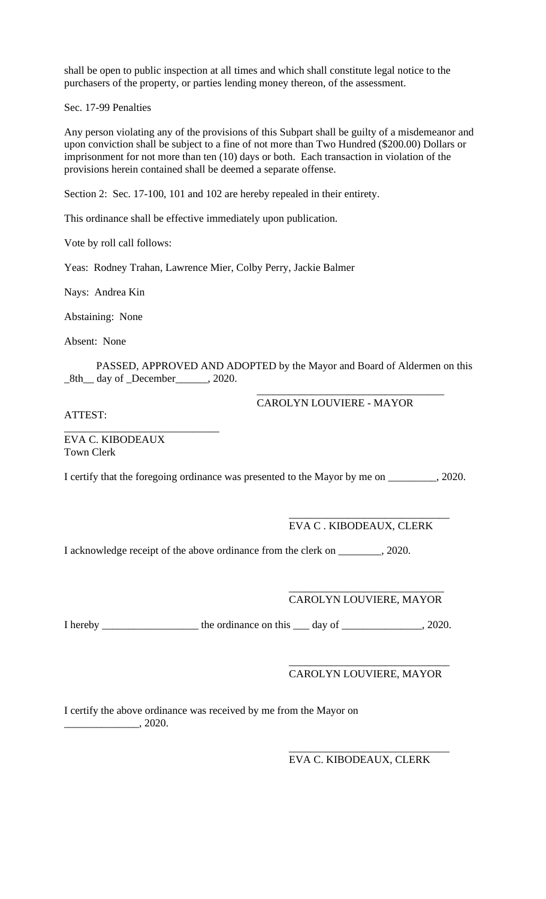shall be open to public inspection at all times and which shall constitute legal notice to the purchasers of the property, or parties lending money thereon, of the assessment.

Sec. 17-99 Penalties

Any person violating any of the provisions of this Subpart shall be guilty of a misdemeanor and upon conviction shall be subject to a fine of not more than Two Hundred ($200.00) Dollars or imprisonment for not more than ten (10) days or both. Each transaction in violation of the provisions herein contained shall be deemed a separate offense.

Section 2: Sec. 17-100, 101 and 102 are hereby repealed in their entirety.

This ordinance shall be effective immediately upon publication.

Vote by roll call follows:

Yeas: Rodney Trahan, Lawrence Mier, Colby Perry, Jackie Balmer

Nays: Andrea Kin

Abstaining: None

Absent: None

PASSED, APPROVED AND ADOPTED by the Mayor and Board of Aldermen on this _8th__ day of _December______, 2020.

___________________________________
CAROLYN LOUVIERE - MAYOR

ATTEST:

____________________________
EVA C. KIBODEAUX
Town Clerk

I certify that the foregoing ordinance was presented to the Mayor by me on _________, 2020.

_____________________________
EVA C . KIBODEAUX, CLERK

I acknowledge receipt of the above ordinance from the clerk on ________, 2020.

____________________________
CAROLYN LOUVIERE, MAYOR

I hereby __________________ the ordinance on this ___ day of _______________, 2020.

_____________________________
CAROLYN LOUVIERE, MAYOR

I certify the above ordinance was received by me from the Mayor on ______________, 2020.

_____________________________
EVA C. KIBODEAUX, CLERK